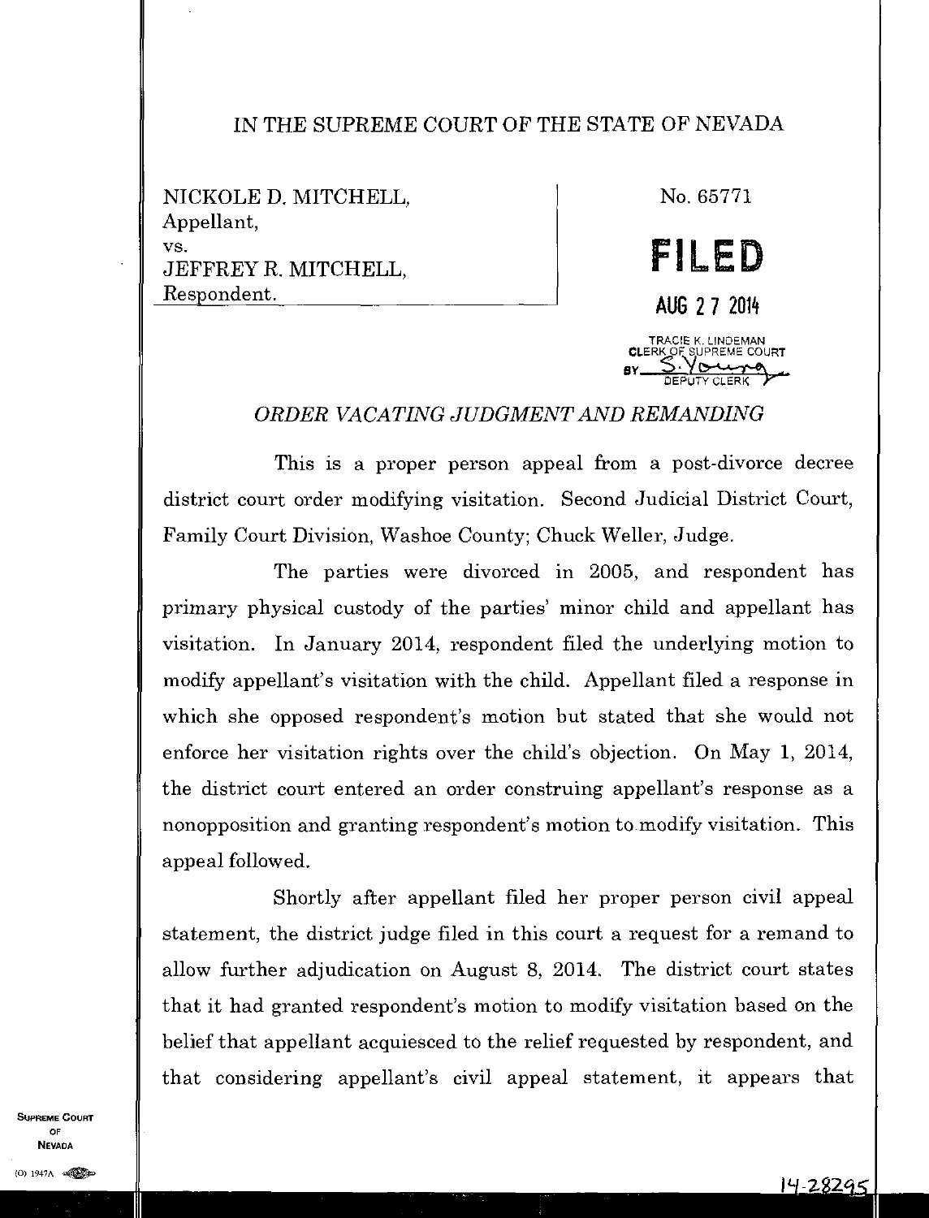# IN THE SUPREME COURT OF THE STATE OF NEVADA

NICKOLE D. MITCHELL,
Appellant,
vs.
JEFFREY R. MITCHELL,
Respondent.

No. 65771

**FILED**

AUG 27 2014

TRACIE K. LINDEMAN
CLERK OF SUPREME COURT
BY S. Young
DEPUTY CLERK

*ORDER VACATING JUDGMENT AND REMANDING*

This is a proper person appeal from a post-divorce decree district court order modifying visitation. Second Judicial District Court, Family Court Division, Washoe County; Chuck Weller, Judge.

The parties were divorced in 2005, and respondent has primary physical custody of the parties' minor child and appellant has visitation. In January 2014, respondent filed the underlying motion to modify appellant's visitation with the child. Appellant filed a response in which she opposed respondent's motion but stated that she would not enforce her visitation rights over the child's objection. On May 1, 2014, the district court entered an order construing appellant's response as a nonopposition and granting respondent's motion to modify visitation. This appeal followed.

Shortly after appellant filed her proper person civil appeal statement, the district judge filed in this court a request for a remand to allow further adjudication on August 8, 2014. The district court states that it had granted respondent's motion to modify visitation based on the belief that appellant acquiesced to the relief requested by respondent, and that considering appellant's civil appeal statement, it appears that

14-28295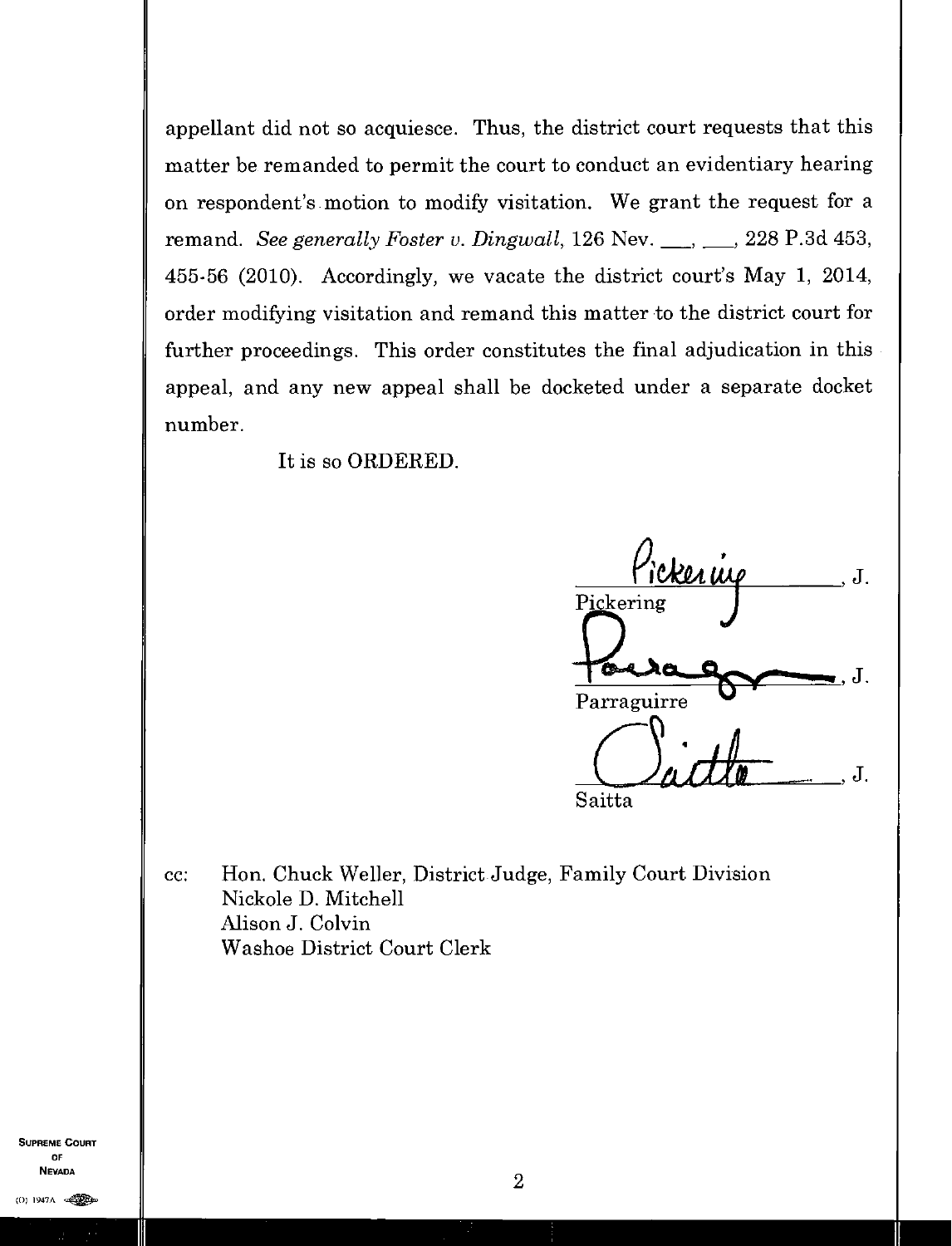appellant did not so acquiesce. Thus, the district court requests that this matter be remanded to permit the court to conduct an evidentiary hearing on respondent's motion to modify visitation. We grant the request for a remand. *See generally Foster v. Dingwall*, 126 Nev. ___, ___, 228 P.3d 453, 455-56 (2010). Accordingly, we vacate the district court's May 1, 2014, order modifying visitation and remand this matter to the district court for further proceedings. This order constitutes the final adjudication in this appeal, and any new appeal shall be docketed under a separate docket number.

It is so ORDERED.

Pickering, J.
Pickering

Parraguirre, J.
Parraguirre

Saitta, J.
Saitta

cc: Hon. Chuck Weller, District Judge, Family Court Division
Nickole D. Mitchell
Alison J. Colvin
Washoe District Court Clerk